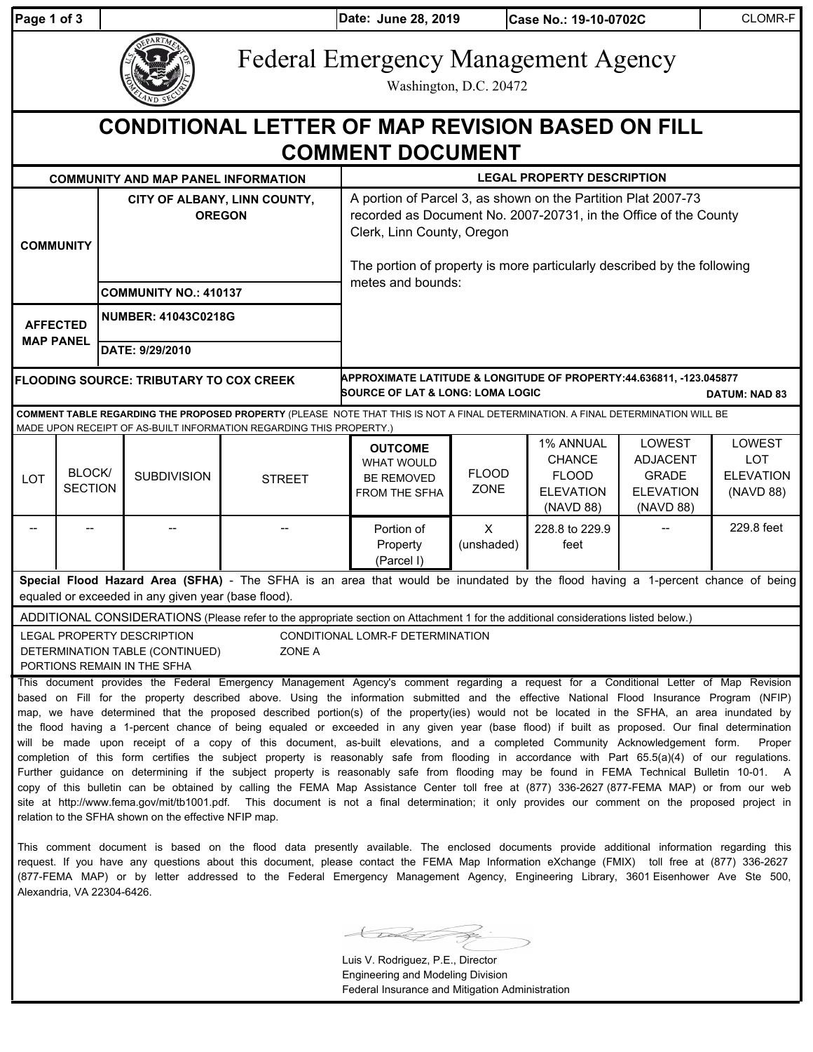| Date: June 28, 2019 | Case No.: 19-10-0702C | CLOMR-F |
|---|---|---|

# Federal Emergency Management Agency

Washington, D.C. 20472

## CONDITIONAL LETTER OF MAP REVISION BASED ON FILL COMMENT DOCUMENT

| COMMUNITY AND MAP PANEL INFORMATION | | LEGAL PROPERTY DESCRIPTION |
|---|---|---|
| COMMUNITY | CITY OF ALBANY, LINN COUNTY, OREGON | A portion of Parcel 3, as shown on the Partition Plat 2007-73 recorded as Document No. 2007-20731, in the Office of the County Clerk, Linn County, Oregon<br><br>The portion of property is more particularly described by the following metes and bounds: |
| | COMMUNITY NO.: 410137 | |
| AFFECTED MAP PANEL | NUMBER: 41043C0218G | |
| | DATE: 9/29/2010 | |
| FLOODING SOURCE: TRIBUTARY TO COX CREEK | | APPROXIMATE LATITUDE & LONGITUDE OF PROPERTY: 44.636811, -123.045877<br>SOURCE OF LAT & LONG: LOMA LOGIC DATUM: NAD 83 |

**COMMENT TABLE REGARDING THE PROPOSED PROPERTY** (PLEASE NOTE THAT THIS IS NOT A FINAL DETERMINATION. A FINAL DETERMINATION WILL BE MADE UPON RECEIPT OF AS-BUILT INFORMATION REGARDING THIS PROPERTY.)

| LOT | BLOCK/ SECTION | SUBDIVISION | STREET | OUTCOME WHAT WOULD BE REMOVED FROM THE SFHA | FLOOD ZONE | 1% ANNUAL CHANCE FLOOD ELEVATION (NAVD 88) | LOWEST ADJACENT GRADE ELEVATION (NAVD 88) | LOWEST LOT ELEVATION (NAVD 88) |
|---|---|---|---|---|---|---|---|---|
| -- | -- | -- | -- | Portion of Property (Parcel I) | X (unshaded) | 228.8 to 229.9 feet | -- | 229.8 feet |

**Special Flood Hazard Area (SFHA)** - The SFHA is an area that would be inundated by the flood having a 1-percent chance of being equaled or exceeded in any given year (base flood).

ADDITIONAL CONSIDERATIONS (Please refer to the appropriate section on Attachment 1 for the additional considerations listed below.)

LEGAL PROPERTY DESCRIPTION
DETERMINATION TABLE (CONTINUED)
PORTIONS REMAIN IN THE SFHA
CONDITIONAL LOMR-F DETERMINATION
ZONE A

This document provides the Federal Emergency Management Agency's comment regarding a request for a Conditional Letter of Map Revision based on Fill for the property described above. Using the information submitted and the effective National Flood Insurance Program (NFIP) map, we have determined that the proposed described portion(s) of the property(ies) would not be located in the SFHA, an area inundated by the flood having a 1-percent chance of being equaled or exceeded in any given year (base flood) if built as proposed. Our final determination will be made upon receipt of a copy of this document, as-built elevations, and a completed Community Acknowledgement form. Proper completion of this form certifies the subject property is reasonably safe from flooding in accordance with Part 65.5(a)(4) of our regulations. Further guidance on determining if the subject property is reasonably safe from flooding may be found in FEMA Technical Bulletin 10-01. A copy of this bulletin can be obtained by calling the FEMA Map Assistance Center toll free at (877) 336-2627 (877-FEMA MAP) or from our web site at http://www.fema.gov/mit/tb1001.pdf. This document is not a final determination; it only provides our comment on the proposed project in relation to the SFHA shown on the effective NFIP map.

This comment document is based on the flood data presently available. The enclosed documents provide additional information regarding this request. If you have any questions about this document, please contact the FEMA Map Information eXchange (FMIX) toll free at (877) 336-2627 (877-FEMA MAP) or by letter addressed to the Federal Emergency Management Agency, Engineering Library, 3601 Eisenhower Ave Ste 500, Alexandria, VA 22304-6426.

Luis V. Rodriguez, P.E., Director
Engineering and Modeling Division
Federal Insurance and Mitigation Administration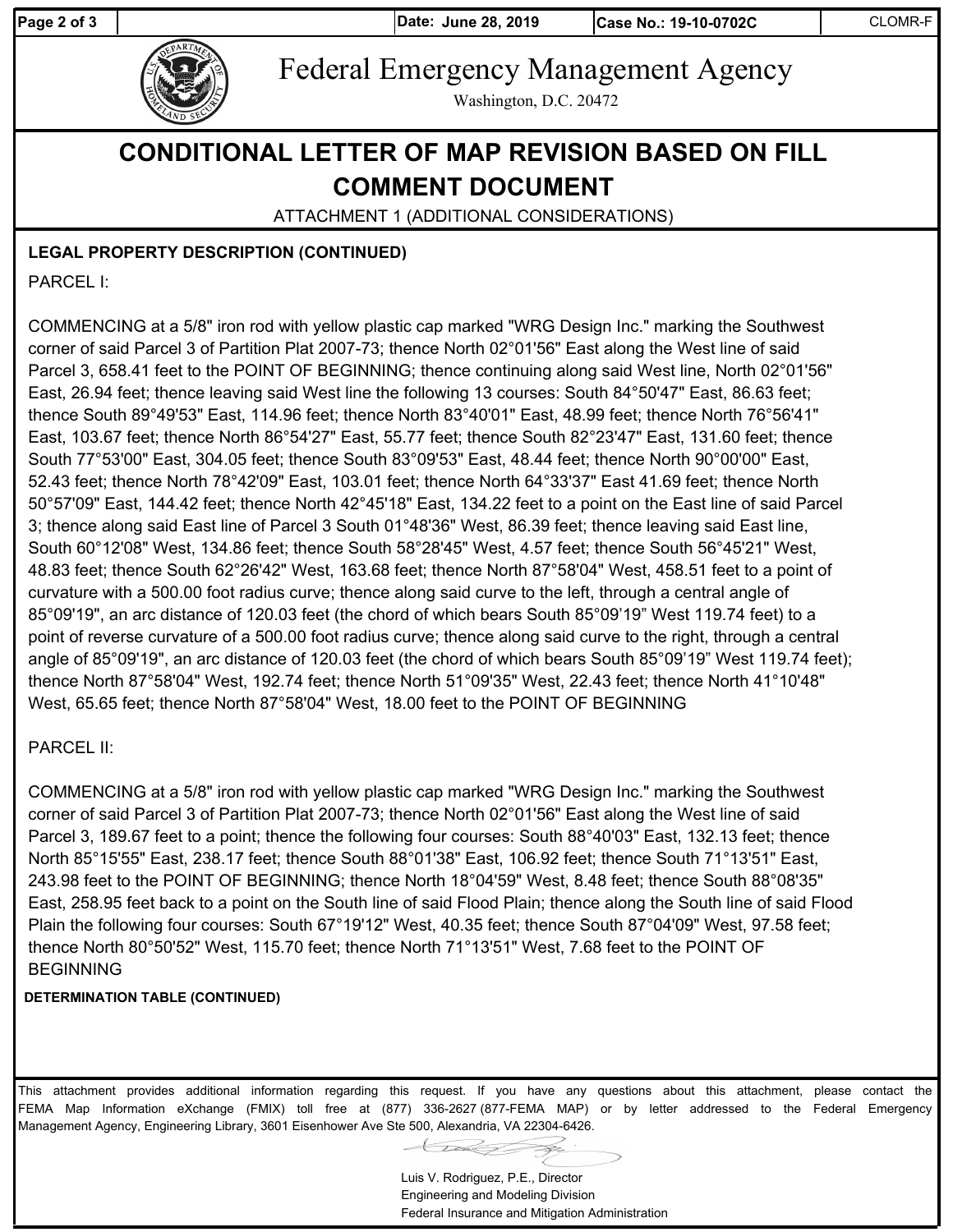Date: June 28, 2019 | Case No.: 19-10-0702C | CLOMR-F

Federal Emergency Management Agency

Washington, D.C. 20472

# CONDITIONAL LETTER OF MAP REVISION BASED ON FILL COMMENT DOCUMENT

ATTACHMENT 1 (ADDITIONAL CONSIDERATIONS)

**LEGAL PROPERTY DESCRIPTION (CONTINUED)**

PARCEL I:

COMMENCING at a 5/8" iron rod with yellow plastic cap marked "WRG Design Inc." marking the Southwest corner of said Parcel 3 of Partition Plat 2007-73; thence North 02°01'56" East along the West line of said Parcel 3, 658.41 feet to the POINT OF BEGINNING; thence continuing along said West line, North 02°01'56" East, 26.94 feet; thence leaving said West line the following 13 courses: South 84°50'47" East, 86.63 feet; thence South 89°49'53" East, 114.96 feet; thence North 83°40'01" East, 48.99 feet; thence North 76°56'41" East, 103.67 feet; thence North 86°54'27" East, 55.77 feet; thence South 82°23'47" East, 131.60 feet; thence South 77°53'00" East, 304.05 feet; thence South 83°09'53" East, 48.44 feet; thence North 90°00'00" East, 52.43 feet; thence North 78°42'09" East, 103.01 feet; thence North 64°33'37" East 41.69 feet; thence North 50°57'09" East, 144.42 feet; thence North 42°45'18" East, 134.22 feet to a point on the East line of said Parcel 3; thence along said East line of Parcel 3 South 01°48'36" West, 86.39 feet; thence leaving said East line, South 60°12'08" West, 134.86 feet; thence South 58°28'45" West, 4.57 feet; thence South 56°45'21" West, 48.83 feet; thence South 62°26'42" West, 163.68 feet; thence North 87°58'04" West, 458.51 feet to a point of curvature with a 500.00 foot radius curve; thence along said curve to the left, through a central angle of 85°09'19", an arc distance of 120.03 feet (the chord of which bears South 85°09'19" West 119.74 feet) to a point of reverse curvature of a 500.00 foot radius curve; thence along said curve to the right, through a central angle of 85°09'19", an arc distance of 120.03 feet (the chord of which bears South 85°09'19" West 119.74 feet); thence North 87°58'04" West, 192.74 feet; thence North 51°09'35" West, 22.43 feet; thence North 41°10'48" West, 65.65 feet; thence North 87°58'04" West, 18.00 feet to the POINT OF BEGINNING

PARCEL II:

COMMENCING at a 5/8" iron rod with yellow plastic cap marked "WRG Design Inc." marking the Southwest corner of said Parcel 3 of Partition Plat 2007-73; thence North 02°01'56" East along the West line of said Parcel 3, 189.67 feet to a point; thence the following four courses: South 88°40'03" East, 132.13 feet; thence North 85°15'55" East, 238.17 feet; thence South 88°01'38" East, 106.92 feet; thence South 71°13'51" East, 243.98 feet to the POINT OF BEGINNING; thence North 18°04'59" West, 8.48 feet; thence South 88°08'35" East, 258.95 feet back to a point on the South line of said Flood Plain; thence along the South line of said Flood Plain the following four courses: South 67°19'12" West, 40.35 feet; thence South 87°04'09" West, 97.58 feet; thence North 80°50'52" West, 115.70 feet; thence North 71°13'51" West, 7.68 feet to the POINT OF BEGINNING

**DETERMINATION TABLE (CONTINUED)**

This attachment provides additional information regarding this request. If you have any questions about this attachment, please contact the FEMA Map Information eXchange (FMIX) toll free at (877) 336-2627 (877-FEMA MAP) or by letter addressed to the Federal Emergency Management Agency, Engineering Library, 3601 Eisenhower Ave Ste 500, Alexandria, VA 22304-6426.

Luis V. Rodriguez, P.E., Director
Engineering and Modeling Division
Federal Insurance and Mitigation Administration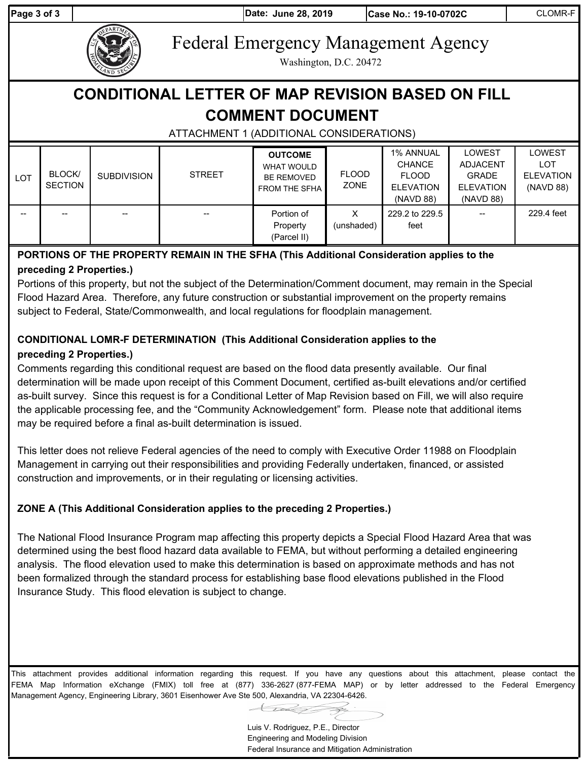Date: June 28, 2019 | Case No.: 19-10-0702C | CLOMR-F

Federal Emergency Management Agency
Washington, D.C. 20472

# CONDITIONAL LETTER OF MAP REVISION BASED ON FILL COMMENT DOCUMENT

ATTACHMENT 1 (ADDITIONAL CONSIDERATIONS)

| LOT | BLOCK/ SECTION | SUBDIVISION | STREET | OUTCOME WHAT WOULD BE REMOVED FROM THE SFHA | FLOOD ZONE | 1% ANNUAL CHANCE FLOOD ELEVATION (NAVD 88) | LOWEST ADJACENT GRADE ELEVATION (NAVD 88) | LOWEST LOT ELEVATION (NAVD 88) |
|---|---|---|---|---|---|---|---|---|
| -- | -- | -- | -- | Portion of Property (Parcel II) | X (unshaded) | 229.2 to 229.5 feet | -- | 229.4 feet |

**PORTIONS OF THE PROPERTY REMAIN IN THE SFHA (This Additional Consideration applies to the preceding 2 Properties.)**

Portions of this property, but not the subject of the Determination/Comment document, may remain in the Special Flood Hazard Area. Therefore, any future construction or substantial improvement on the property remains subject to Federal, State/Commonwealth, and local regulations for floodplain management.

**CONDITIONAL LOMR-F DETERMINATION (This Additional Consideration applies to the preceding 2 Properties.)**

Comments regarding this conditional request are based on the flood data presently available. Our final determination will be made upon receipt of this Comment Document, certified as-built elevations and/or certified as-built survey. Since this request is for a Conditional Letter of Map Revision based on Fill, we will also require the applicable processing fee, and the "Community Acknowledgement" form. Please note that additional items may be required before a final as-built determination is issued.

This letter does not relieve Federal agencies of the need to comply with Executive Order 11988 on Floodplain Management in carrying out their responsibilities and providing Federally undertaken, financed, or assisted construction and improvements, or in their regulating or licensing activities.

**ZONE A (This Additional Consideration applies to the preceding 2 Properties.)**

The National Flood Insurance Program map affecting this property depicts a Special Flood Hazard Area that was determined using the best flood hazard data available to FEMA, but without performing a detailed engineering analysis. The flood elevation used to make this determination is based on approximate methods and has not been formalized through the standard process for establishing base flood elevations published in the Flood Insurance Study. This flood elevation is subject to change.

This attachment provides additional information regarding this request. If you have any questions about this attachment, please contact the FEMA Map Information eXchange (FMIX) toll free at (877) 336-2627 (877-FEMA MAP) or by letter addressed to the Federal Emergency Management Agency, Engineering Library, 3601 Eisenhower Ave Ste 500, Alexandria, VA 22304-6426.

Luis V. Rodriguez, P.E., Director
Engineering and Modeling Division
Federal Insurance and Mitigation Administration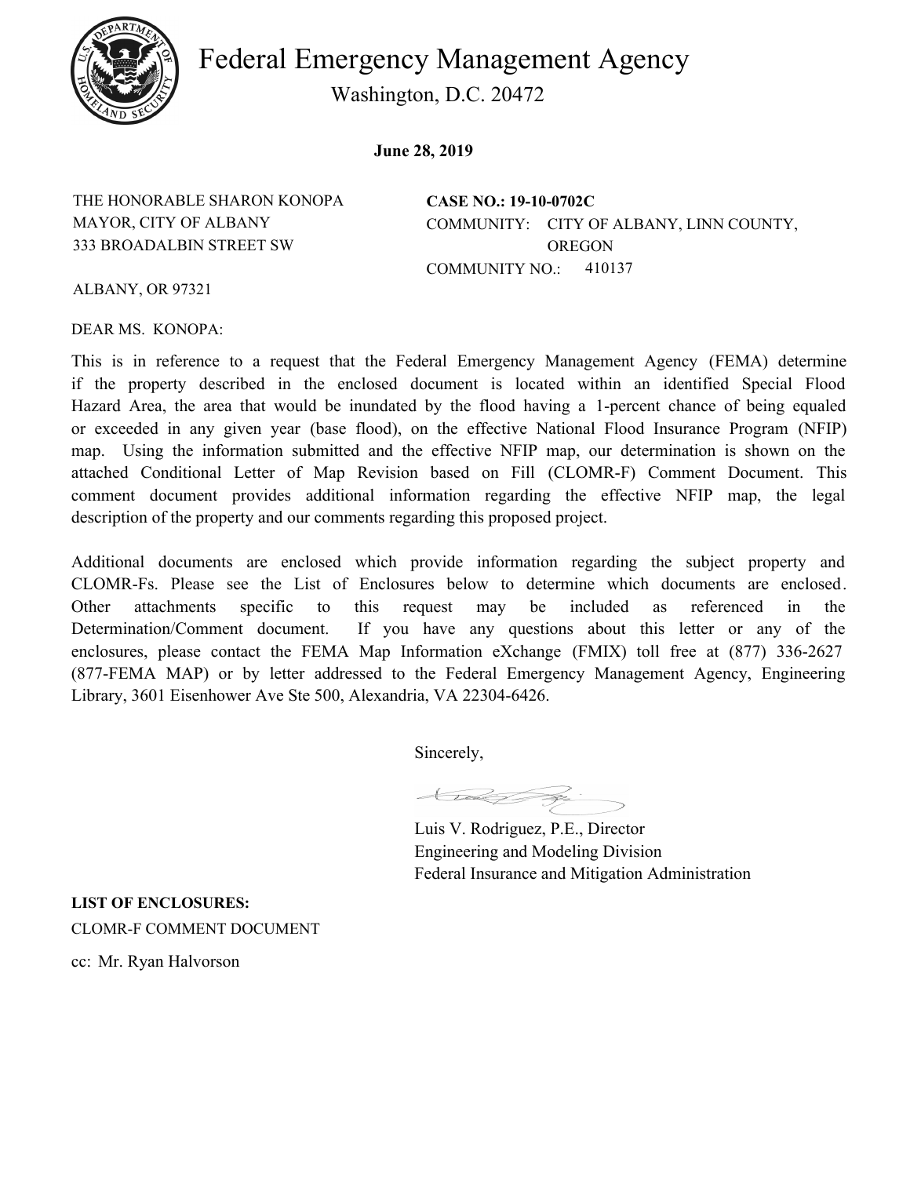# Federal Emergency Management Agency

Washington, D.C. 20472

**June 28, 2019**

THE HONORABLE SHARON KONOPA
MAYOR, CITY OF ALBANY
333 BROADALBIN STREET SW

ALBANY, OR 97321

**CASE NO.: 19-10-0702C**
COMMUNITY: CITY OF ALBANY, LINN COUNTY, OREGON
COMMUNITY NO.: 410137

DEAR MS. KONOPA:

This is in reference to a request that the Federal Emergency Management Agency (FEMA) determine if the property described in the enclosed document is located within an identified Special Flood Hazard Area, the area that would be inundated by the flood having a 1-percent chance of being equaled or exceeded in any given year (base flood), on the effective National Flood Insurance Program (NFIP) map. Using the information submitted and the effective NFIP map, our determination is shown on the attached Conditional Letter of Map Revision based on Fill (CLOMR-F) Comment Document. This comment document provides additional information regarding the effective NFIP map, the legal description of the property and our comments regarding this proposed project.

Additional documents are enclosed which provide information regarding the subject property and CLOMR-Fs. Please see the List of Enclosures below to determine which documents are enclosed. Other attachments specific to this request may be included as referenced in the Determination/Comment document. If you have any questions about this letter or any of the enclosures, please contact the FEMA Map Information eXchange (FMIX) toll free at (877) 336-2627 (877-FEMA MAP) or by letter addressed to the Federal Emergency Management Agency, Engineering Library, 3601 Eisenhower Ave Ste 500, Alexandria, VA 22304-6426.

Sincerely,

Luis V. Rodriguez, P.E., Director
Engineering and Modeling Division
Federal Insurance and Mitigation Administration

**LIST OF ENCLOSURES:**

CLOMR-F COMMENT DOCUMENT

cc: Mr. Ryan Halvorson